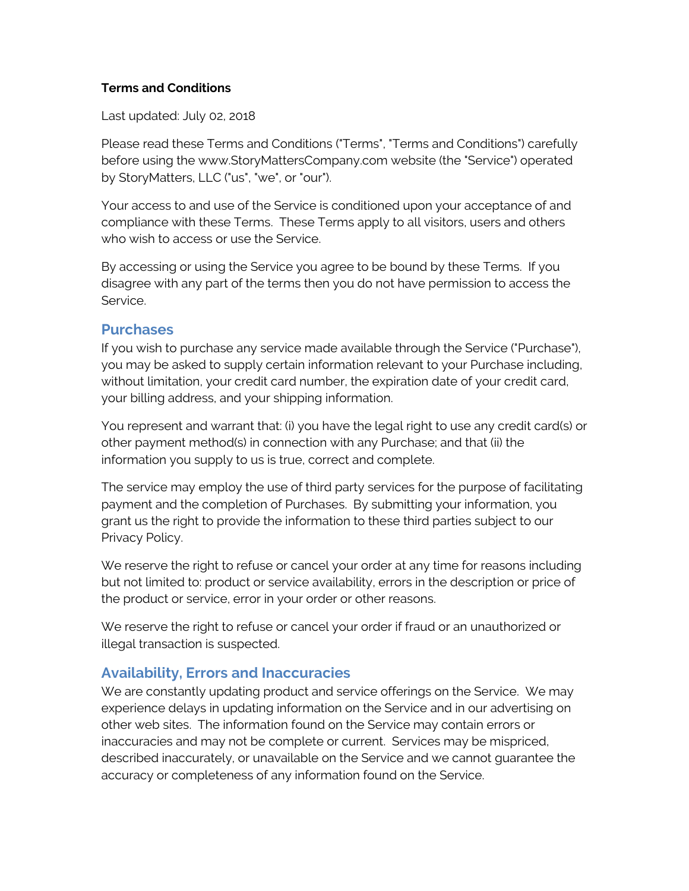**Terms and Conditions**

Last updated: July 02, 2018

Please read these Terms and Conditions ("Terms", "Terms and Conditions") carefully before using the www.StoryMattersCompany.com website (the "Service") operated by StoryMatters, LLC ("us", "we", or "our").

Your access to and use of the Service is conditioned upon your acceptance of and compliance with these Terms. These Terms apply to all visitors, users and others who wish to access or use the Service.

By accessing or using the Service you agree to be bound by these Terms. If you disagree with any part of the terms then you do not have permission to access the Service.

## Purchases

If you wish to purchase any service made available through the Service ("Purchase"), you may be asked to supply certain information relevant to your Purchase including, without limitation, your credit card number, the expiration date of your credit card, your billing address, and your shipping information.

You represent and warrant that: (i) you have the legal right to use any credit card(s) or other payment method(s) in connection with any Purchase; and that (ii) the information you supply to us is true, correct and complete.

The service may employ the use of third party services for the purpose of facilitating payment and the completion of Purchases. By submitting your information, you grant us the right to provide the information to these third parties subject to our Privacy Policy.

We reserve the right to refuse or cancel your order at any time for reasons including but not limited to: product or service availability, errors in the description or price of the product or service, error in your order or other reasons.

We reserve the right to refuse or cancel your order if fraud or an unauthorized or illegal transaction is suspected.

## Availability, Errors and Inaccuracies

We are constantly updating product and service offerings on the Service. We may experience delays in updating information on the Service and in our advertising on other web sites. The information found on the Service may contain errors or inaccuracies and may not be complete or current. Services may be mispriced, described inaccurately, or unavailable on the Service and we cannot guarantee the accuracy or completeness of any information found on the Service.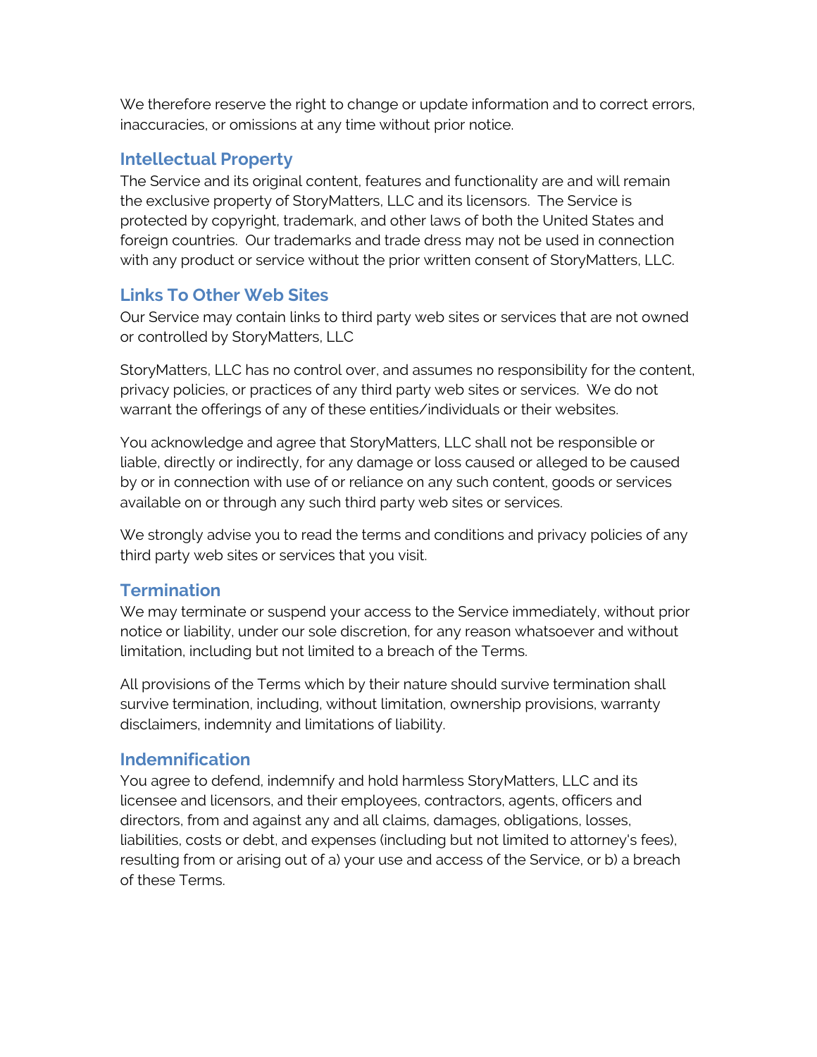We therefore reserve the right to change or update information and to correct errors, inaccuracies, or omissions at any time without prior notice.

## Intellectual Property

The Service and its original content, features and functionality are and will remain the exclusive property of StoryMatters, LLC and its licensors. The Service is protected by copyright, trademark, and other laws of both the United States and foreign countries. Our trademarks and trade dress may not be used in connection with any product or service without the prior written consent of StoryMatters, LLC.

## Links To Other Web Sites

Our Service may contain links to third party web sites or services that are not owned or controlled by StoryMatters, LLC

StoryMatters, LLC has no control over, and assumes no responsibility for the content, privacy policies, or practices of any third party web sites or services. We do not warrant the offerings of any of these entities/individuals or their websites.

You acknowledge and agree that StoryMatters, LLC shall not be responsible or liable, directly or indirectly, for any damage or loss caused or alleged to be caused by or in connection with use of or reliance on any such content, goods or services available on or through any such third party web sites or services.

We strongly advise you to read the terms and conditions and privacy policies of any third party web sites or services that you visit.

## Termination

We may terminate or suspend your access to the Service immediately, without prior notice or liability, under our sole discretion, for any reason whatsoever and without limitation, including but not limited to a breach of the Terms.

All provisions of the Terms which by their nature should survive termination shall survive termination, including, without limitation, ownership provisions, warranty disclaimers, indemnity and limitations of liability.

## Indemnification

You agree to defend, indemnify and hold harmless StoryMatters, LLC and its licensee and licensors, and their employees, contractors, agents, officers and directors, from and against any and all claims, damages, obligations, losses, liabilities, costs or debt, and expenses (including but not limited to attorney's fees), resulting from or arising out of a) your use and access of the Service, or b) a breach of these Terms.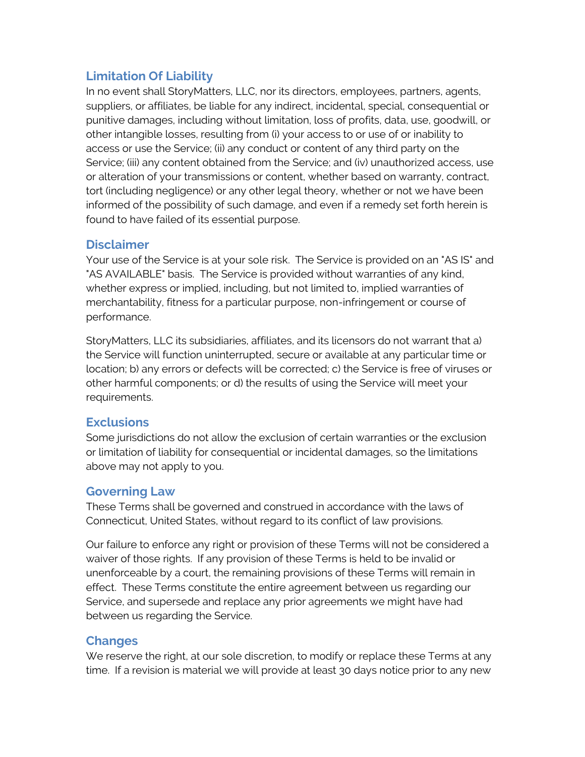## Limitation Of Liability

In no event shall StoryMatters, LLC, nor its directors, employees, partners, agents, suppliers, or affiliates, be liable for any indirect, incidental, special, consequential or punitive damages, including without limitation, loss of profits, data, use, goodwill, or other intangible losses, resulting from (i) your access to or use of or inability to access or use the Service; (ii) any conduct or content of any third party on the Service; (iii) any content obtained from the Service; and (iv) unauthorized access, use or alteration of your transmissions or content, whether based on warranty, contract, tort (including negligence) or any other legal theory, whether or not we have been informed of the possibility of such damage, and even if a remedy set forth herein is found to have failed of its essential purpose.

## Disclaimer

Your use of the Service is at your sole risk. The Service is provided on an "AS IS" and "AS AVAILABLE" basis. The Service is provided without warranties of any kind, whether express or implied, including, but not limited to, implied warranties of merchantability, fitness for a particular purpose, non-infringement or course of performance.

StoryMatters, LLC its subsidiaries, affiliates, and its licensors do not warrant that a) the Service will function uninterrupted, secure or available at any particular time or location; b) any errors or defects will be corrected; c) the Service is free of viruses or other harmful components; or d) the results of using the Service will meet your requirements.

## Exclusions

Some jurisdictions do not allow the exclusion of certain warranties or the exclusion or limitation of liability for consequential or incidental damages, so the limitations above may not apply to you.

## Governing Law

These Terms shall be governed and construed in accordance with the laws of Connecticut, United States, without regard to its conflict of law provisions.

Our failure to enforce any right or provision of these Terms will not be considered a waiver of those rights. If any provision of these Terms is held to be invalid or unenforceable by a court, the remaining provisions of these Terms will remain in effect. These Terms constitute the entire agreement between us regarding our Service, and supersede and replace any prior agreements we might have had between us regarding the Service.

## Changes

We reserve the right, at our sole discretion, to modify or replace these Terms at any time. If a revision is material we will provide at least 30 days notice prior to any new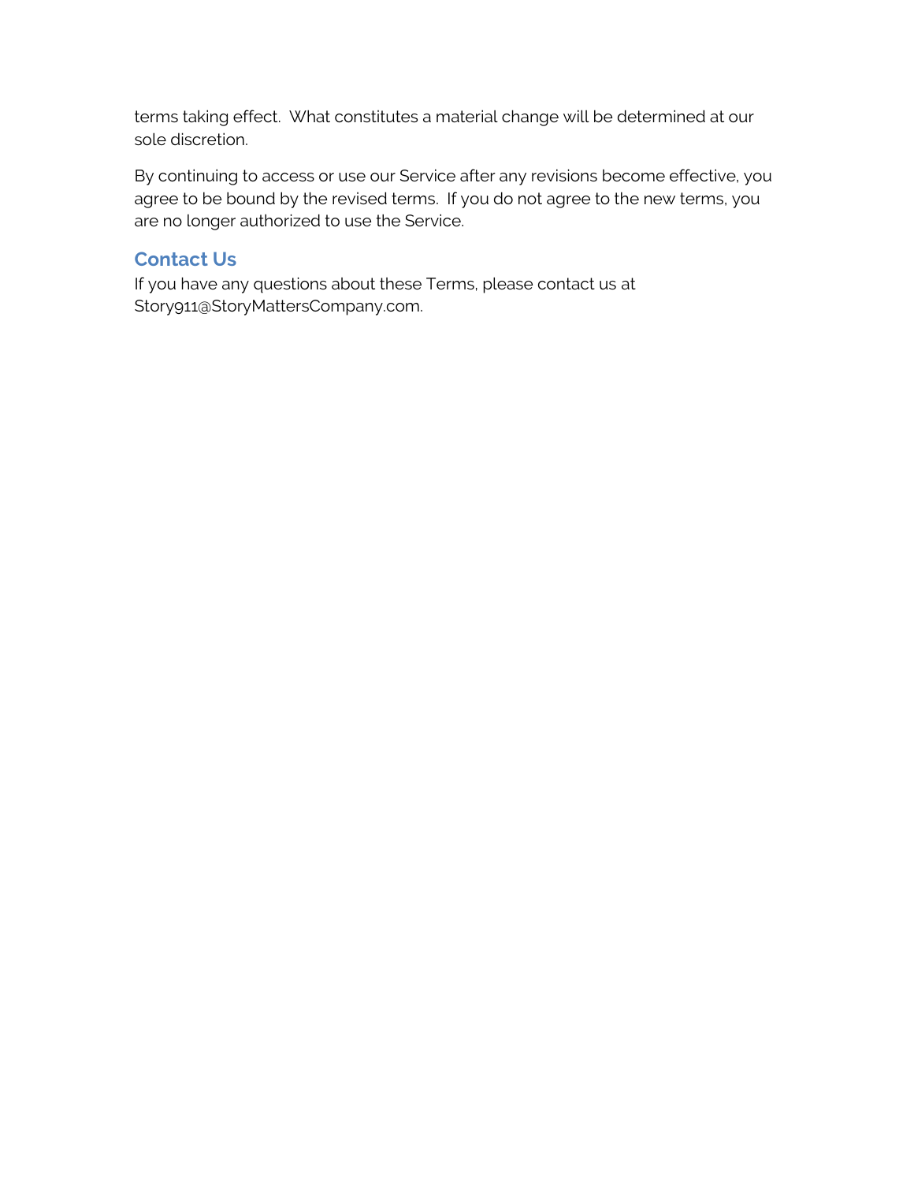terms taking effect.  What constitutes a material change will be determined at our sole discretion.

By continuing to access or use our Service after any revisions become effective, you agree to be bound by the revised terms.  If you do not agree to the new terms, you are no longer authorized to use the Service.

## Contact Us

If you have any questions about these Terms, please contact us at Story911@StoryMattersCompany.com.